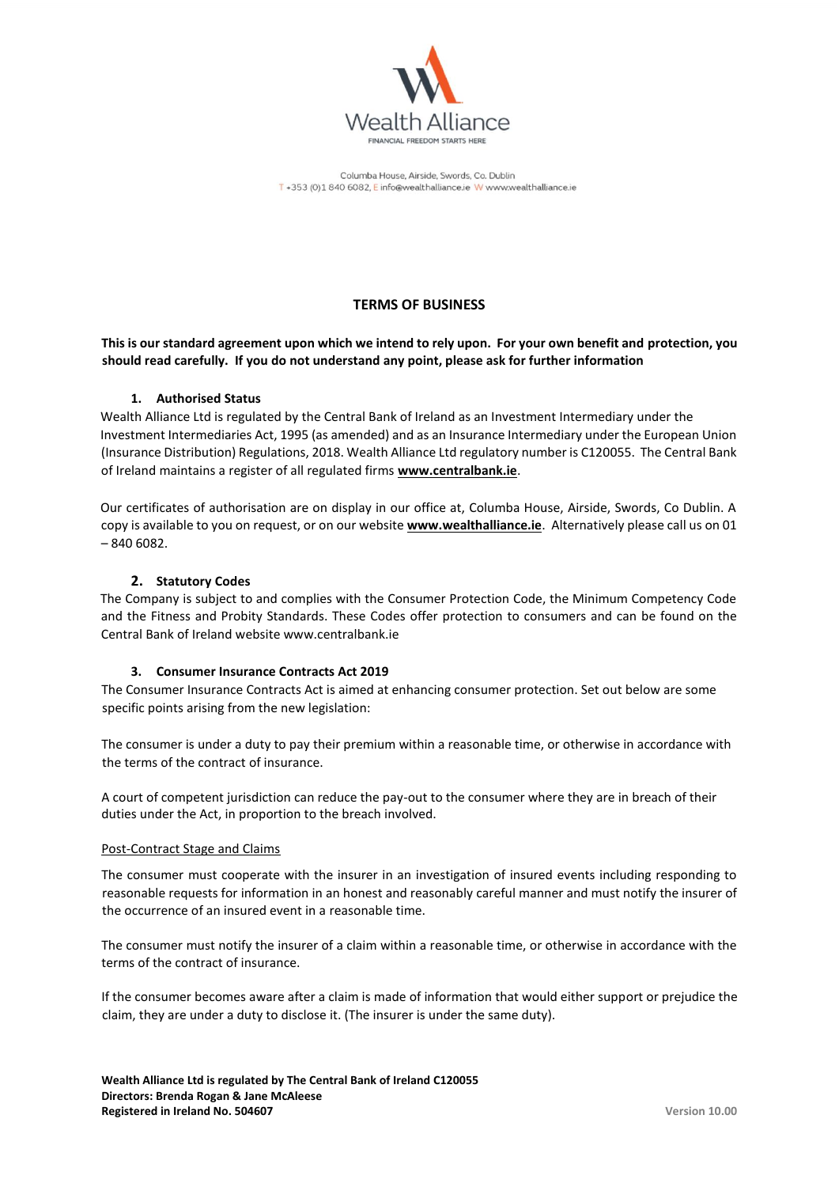Wealth Alliance

FINANCIAL FREEDOM STARTS HERE

Columba House, Airside, Swords, Co. Dublin
T +353 (0)1 840 6082, E info@wealthalliance.ie W www.wealthalliance.ie

# TERMS OF BUSINESS

**This is our standard agreement upon which we intend to rely upon. For your own benefit and protection, you should read carefully. If you do not understand any point, please ask for further information**

## 1. Authorised Status

Wealth Alliance Ltd is regulated by the Central Bank of Ireland as an Investment Intermediary under the Investment Intermediaries Act, 1995 (as amended) and as an Insurance Intermediary under the European Union (Insurance Distribution) Regulations, 2018. Wealth Alliance Ltd regulatory number is C120055. The Central Bank of Ireland maintains a register of all regulated firms **www.centralbank.ie**.

Our certificates of authorisation are on display in our office at, Columba House, Airside, Swords, Co Dublin. A copy is available to you on request, or on our website **www.wealthalliance.ie**. Alternatively please call us on 01 – 840 6082.

## 2. Statutory Codes

The Company is subject to and complies with the Consumer Protection Code, the Minimum Competency Code and the Fitness and Probity Standards. These Codes offer protection to consumers and can be found on the Central Bank of Ireland website www.centralbank.ie

## 3. Consumer Insurance Contracts Act 2019

The Consumer Insurance Contracts Act is aimed at enhancing consumer protection. Set out below are some specific points arising from the new legislation:

The consumer is under a duty to pay their premium within a reasonable time, or otherwise in accordance with the terms of the contract of insurance.

A court of competent jurisdiction can reduce the pay-out to the consumer where they are in breach of their duties under the Act, in proportion to the breach involved.

Post-Contract Stage and Claims

The consumer must cooperate with the insurer in an investigation of insured events including responding to reasonable requests for information in an honest and reasonably careful manner and must notify the insurer of the occurrence of an insured event in a reasonable time.

The consumer must notify the insurer of a claim within a reasonable time, or otherwise in accordance with the terms of the contract of insurance.

If the consumer becomes aware after a claim is made of information that would either support or prejudice the claim, they are under a duty to disclose it. (The insurer is under the same duty).

**Wealth Alliance Ltd is regulated by The Central Bank of Ireland C120055**
**Directors: Brenda Rogan & Jane McAleese**
**Registered in Ireland No. 504607**

Version 10.00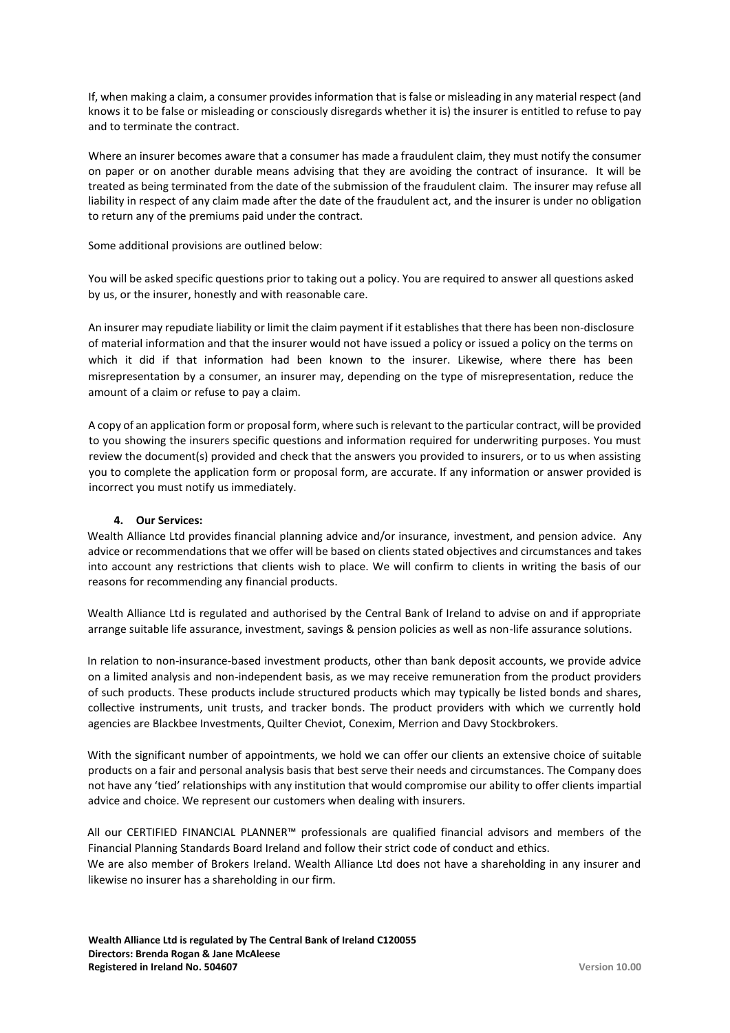If, when making a claim, a consumer provides information that is false or misleading in any material respect (and knows it to be false or misleading or consciously disregards whether it is) the insurer is entitled to refuse to pay and to terminate the contract.

Where an insurer becomes aware that a consumer has made a fraudulent claim, they must notify the consumer on paper or on another durable means advising that they are avoiding the contract of insurance. It will be treated as being terminated from the date of the submission of the fraudulent claim. The insurer may refuse all liability in respect of any claim made after the date of the fraudulent act, and the insurer is under no obligation to return any of the premiums paid under the contract.

Some additional provisions are outlined below:

You will be asked specific questions prior to taking out a policy. You are required to answer all questions asked by us, or the insurer, honestly and with reasonable care.

An insurer may repudiate liability or limit the claim payment if it establishes that there has been non-disclosure of material information and that the insurer would not have issued a policy or issued a policy on the terms on which it did if that information had been known to the insurer. Likewise, where there has been misrepresentation by a consumer, an insurer may, depending on the type of misrepresentation, reduce the amount of a claim or refuse to pay a claim.

A copy of an application form or proposal form, where such is relevant to the particular contract, will be provided to you showing the insurers specific questions and information required for underwriting purposes. You must review the document(s) provided and check that the answers you provided to insurers, or to us when assisting you to complete the application form or proposal form, are accurate. If any information or answer provided is incorrect you must notify us immediately.

## 4. Our Services:

Wealth Alliance Ltd provides financial planning advice and/or insurance, investment, and pension advice. Any advice or recommendations that we offer will be based on clients stated objectives and circumstances and takes into account any restrictions that clients wish to place. We will confirm to clients in writing the basis of our reasons for recommending any financial products.

Wealth Alliance Ltd is regulated and authorised by the Central Bank of Ireland to advise on and if appropriate arrange suitable life assurance, investment, savings & pension policies as well as non-life assurance solutions.

In relation to non-insurance-based investment products, other than bank deposit accounts, we provide advice on a limited analysis and non-independent basis, as we may receive remuneration from the product providers of such products. These products include structured products which may typically be listed bonds and shares, collective instruments, unit trusts, and tracker bonds. The product providers with which we currently hold agencies are Blackbee Investments, Quilter Cheviot, Conexim, Merrion and Davy Stockbrokers.

With the significant number of appointments, we hold we can offer our clients an extensive choice of suitable products on a fair and personal analysis basis that best serve their needs and circumstances. The Company does not have any 'tied' relationships with any institution that would compromise our ability to offer clients impartial advice and choice. We represent our customers when dealing with insurers.

All our CERTIFIED FINANCIAL PLANNER™ professionals are qualified financial advisors and members of the Financial Planning Standards Board Ireland and follow their strict code of conduct and ethics.
We are also member of Brokers Ireland. Wealth Alliance Ltd does not have a shareholding in any insurer and likewise no insurer has a shareholding in our firm.

**Wealth Alliance Ltd is regulated by The Central Bank of Ireland C120055**
**Directors: Brenda Rogan & Jane McAleese**
**Registered in Ireland No. 504607**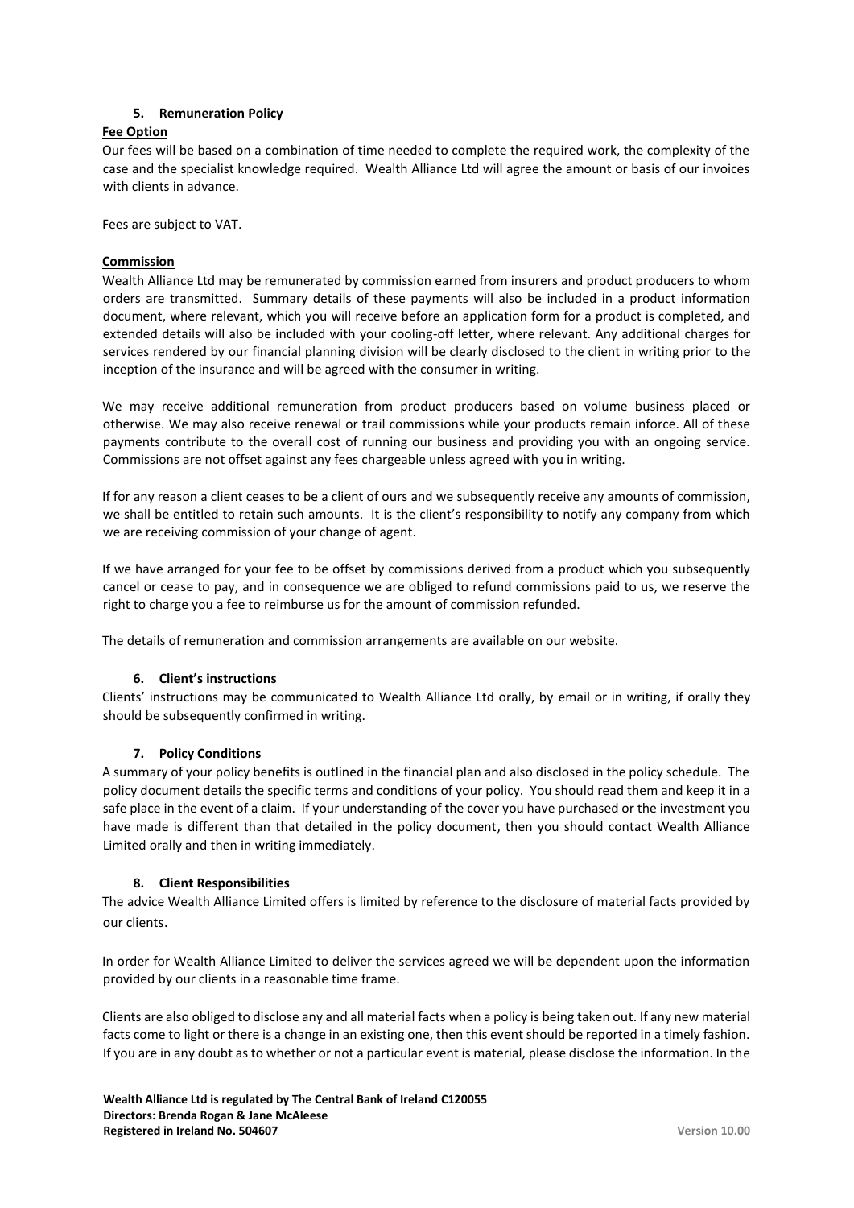## 5. Remuneration Policy

**Fee Option**

Our fees will be based on a combination of time needed to complete the required work, the complexity of the case and the specialist knowledge required. Wealth Alliance Ltd will agree the amount or basis of our invoices with clients in advance.

Fees are subject to VAT.

**Commission**

Wealth Alliance Ltd may be remunerated by commission earned from insurers and product producers to whom orders are transmitted. Summary details of these payments will also be included in a product information document, where relevant, which you will receive before an application form for a product is completed, and extended details will also be included with your cooling-off letter, where relevant. Any additional charges for services rendered by our financial planning division will be clearly disclosed to the client in writing prior to the inception of the insurance and will be agreed with the consumer in writing.

We may receive additional remuneration from product producers based on volume business placed or otherwise. We may also receive renewal or trail commissions while your products remain inforce. All of these payments contribute to the overall cost of running our business and providing you with an ongoing service. Commissions are not offset against any fees chargeable unless agreed with you in writing.

If for any reason a client ceases to be a client of ours and we subsequently receive any amounts of commission, we shall be entitled to retain such amounts. It is the client's responsibility to notify any company from which we are receiving commission of your change of agent.

If we have arranged for your fee to be offset by commissions derived from a product which you subsequently cancel or cease to pay, and in consequence we are obliged to refund commissions paid to us, we reserve the right to charge you a fee to reimburse us for the amount of commission refunded.

The details of remuneration and commission arrangements are available on our website.

## 6. Client's instructions

Clients' instructions may be communicated to Wealth Alliance Ltd orally, by email or in writing, if orally they should be subsequently confirmed in writing.

## 7. Policy Conditions

A summary of your policy benefits is outlined in the financial plan and also disclosed in the policy schedule. The policy document details the specific terms and conditions of your policy. You should read them and keep it in a safe place in the event of a claim. If your understanding of the cover you have purchased or the investment you have made is different than that detailed in the policy document, then you should contact Wealth Alliance Limited orally and then in writing immediately.

## 8. Client Responsibilities

The advice Wealth Alliance Limited offers is limited by reference to the disclosure of material facts provided by our clients.

In order for Wealth Alliance Limited to deliver the services agreed we will be dependent upon the information provided by our clients in a reasonable time frame.

Clients are also obliged to disclose any and all material facts when a policy is being taken out. If any new material facts come to light or there is a change in an existing one, then this event should be reported in a timely fashion. If you are in any doubt as to whether or not a particular event is material, please disclose the information. In the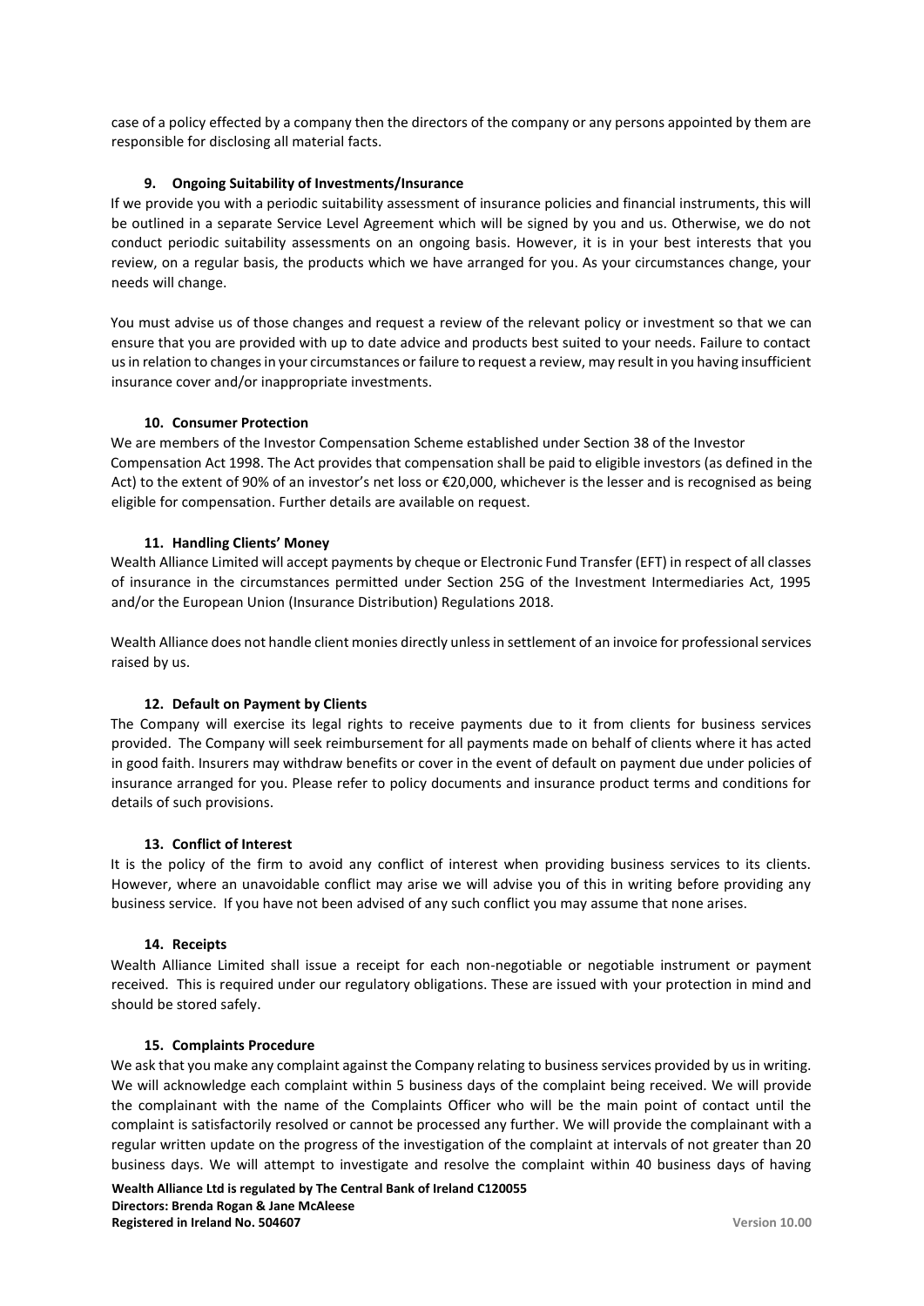case of a policy effected by a company then the directors of the company or any persons appointed by them are responsible for disclosing all material facts.

### 9. Ongoing Suitability of Investments/Insurance

If we provide you with a periodic suitability assessment of insurance policies and financial instruments, this will be outlined in a separate Service Level Agreement which will be signed by you and us. Otherwise, we do not conduct periodic suitability assessments on an ongoing basis. However, it is in your best interests that you review, on a regular basis, the products which we have arranged for you. As your circumstances change, your needs will change.

You must advise us of those changes and request a review of the relevant policy or investment so that we can ensure that you are provided with up to date advice and products best suited to your needs. Failure to contact us in relation to changes in your circumstances or failure to request a review, may result in you having insufficient insurance cover and/or inappropriate investments.

### 10. Consumer Protection

We are members of the Investor Compensation Scheme established under Section 38 of the Investor Compensation Act 1998. The Act provides that compensation shall be paid to eligible investors (as defined in the Act) to the extent of 90% of an investor's net loss or €20,000, whichever is the lesser and is recognised as being eligible for compensation. Further details are available on request.

### 11. Handling Clients' Money

Wealth Alliance Limited will accept payments by cheque or Electronic Fund Transfer (EFT) in respect of all classes of insurance in the circumstances permitted under Section 25G of the Investment Intermediaries Act, 1995 and/or the European Union (Insurance Distribution) Regulations 2018.

Wealth Alliance does not handle client monies directly unless in settlement of an invoice for professional services raised by us.

### 12. Default on Payment by Clients

The Company will exercise its legal rights to receive payments due to it from clients for business services provided. The Company will seek reimbursement for all payments made on behalf of clients where it has acted in good faith. Insurers may withdraw benefits or cover in the event of default on payment due under policies of insurance arranged for you. Please refer to policy documents and insurance product terms and conditions for details of such provisions.

### 13. Conflict of Interest

It is the policy of the firm to avoid any conflict of interest when providing business services to its clients. However, where an unavoidable conflict may arise we will advise you of this in writing before providing any business service. If you have not been advised of any such conflict you may assume that none arises.

### 14. Receipts

Wealth Alliance Limited shall issue a receipt for each non-negotiable or negotiable instrument or payment received. This is required under our regulatory obligations. These are issued with your protection in mind and should be stored safely.

### 15. Complaints Procedure

We ask that you make any complaint against the Company relating to business services provided by us in writing. We will acknowledge each complaint within 5 business days of the complaint being received. We will provide the complainant with the name of the Complaints Officer who will be the main point of contact until the complaint is satisfactorily resolved or cannot be processed any further. We will provide the complainant with a regular written update on the progress of the investigation of the complaint at intervals of not greater than 20 business days. We will attempt to investigate and resolve the complaint within 40 business days of having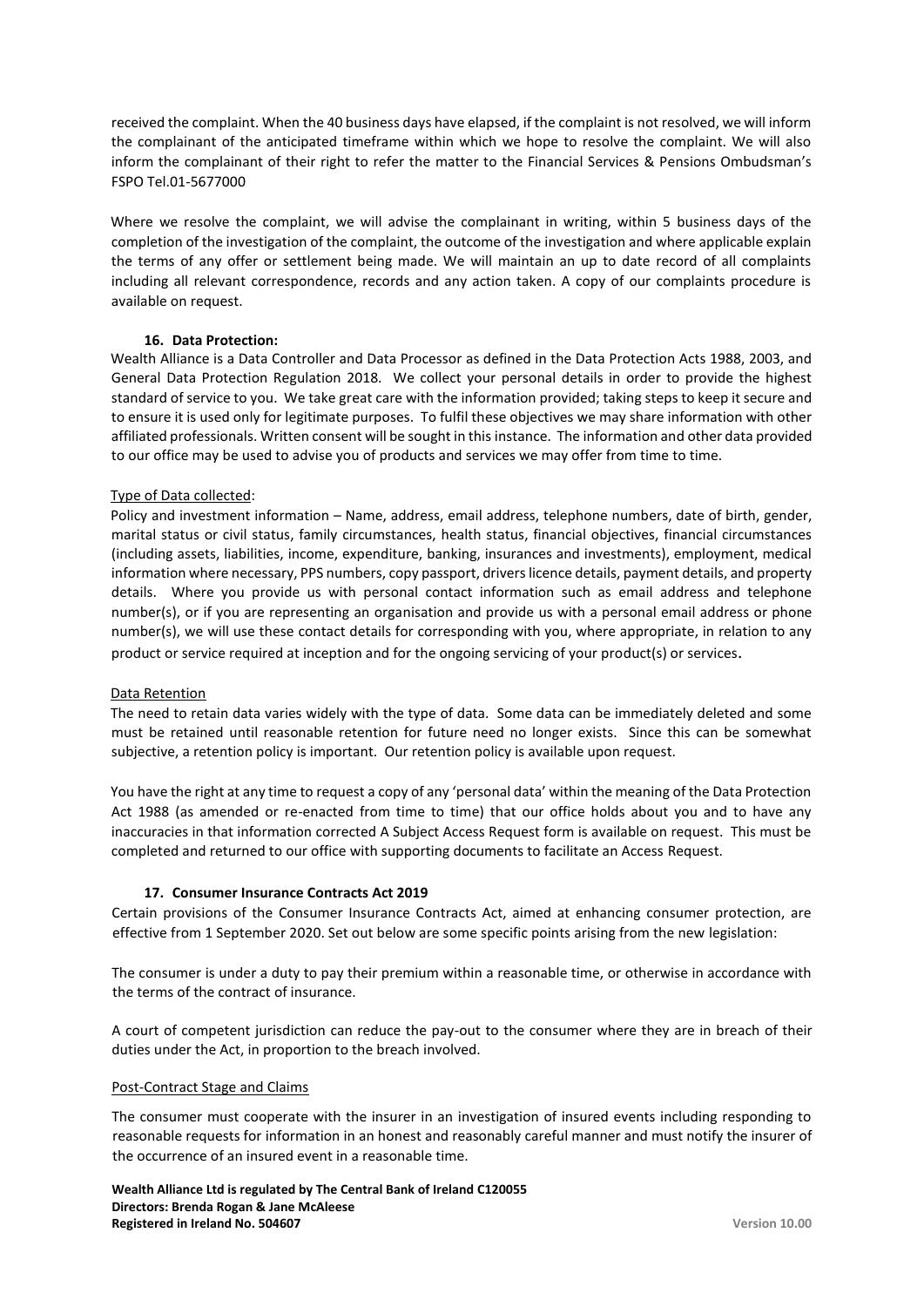received the complaint. When the 40 business days have elapsed, if the complaint is not resolved, we will inform the complainant of the anticipated timeframe within which we hope to resolve the complaint. We will also inform the complainant of their right to refer the matter to the Financial Services & Pensions Ombudsman's FSPO Tel.01-5677000

Where we resolve the complaint, we will advise the complainant in writing, within 5 business days of the completion of the investigation of the complaint, the outcome of the investigation and where applicable explain the terms of any offer or settlement being made. We will maintain an up to date record of all complaints including all relevant correspondence, records and any action taken. A copy of our complaints procedure is available on request.

### 16. Data Protection:

Wealth Alliance is a Data Controller and Data Processor as defined in the Data Protection Acts 1988, 2003, and General Data Protection Regulation 2018. We collect your personal details in order to provide the highest standard of service to you. We take great care with the information provided; taking steps to keep it secure and to ensure it is used only for legitimate purposes. To fulfil these objectives we may share information with other affiliated professionals. Written consent will be sought in this instance. The information and other data provided to our office may be used to advise you of products and services we may offer from time to time.

Type of Data collected:

Policy and investment information – Name, address, email address, telephone numbers, date of birth, gender, marital status or civil status, family circumstances, health status, financial objectives, financial circumstances (including assets, liabilities, income, expenditure, banking, insurances and investments), employment, medical information where necessary, PPS numbers, copy passport, drivers licence details, payment details, and property details. Where you provide us with personal contact information such as email address and telephone number(s), or if you are representing an organisation and provide us with a personal email address or phone number(s), we will use these contact details for corresponding with you, where appropriate, in relation to any product or service required at inception and for the ongoing servicing of your product(s) or services.

Data Retention

The need to retain data varies widely with the type of data. Some data can be immediately deleted and some must be retained until reasonable retention for future need no longer exists. Since this can be somewhat subjective, a retention policy is important. Our retention policy is available upon request.

You have the right at any time to request a copy of any 'personal data' within the meaning of the Data Protection Act 1988 (as amended or re-enacted from time to time) that our office holds about you and to have any inaccuracies in that information corrected A Subject Access Request form is available on request. This must be completed and returned to our office with supporting documents to facilitate an Access Request.

### 17. Consumer Insurance Contracts Act 2019

Certain provisions of the Consumer Insurance Contracts Act, aimed at enhancing consumer protection, are effective from 1 September 2020. Set out below are some specific points arising from the new legislation:

The consumer is under a duty to pay their premium within a reasonable time, or otherwise in accordance with the terms of the contract of insurance.

A court of competent jurisdiction can reduce the pay-out to the consumer where they are in breach of their duties under the Act, in proportion to the breach involved.

Post-Contract Stage and Claims

The consumer must cooperate with the insurer in an investigation of insured events including responding to reasonable requests for information in an honest and reasonably careful manner and must notify the insurer of the occurrence of an insured event in a reasonable time.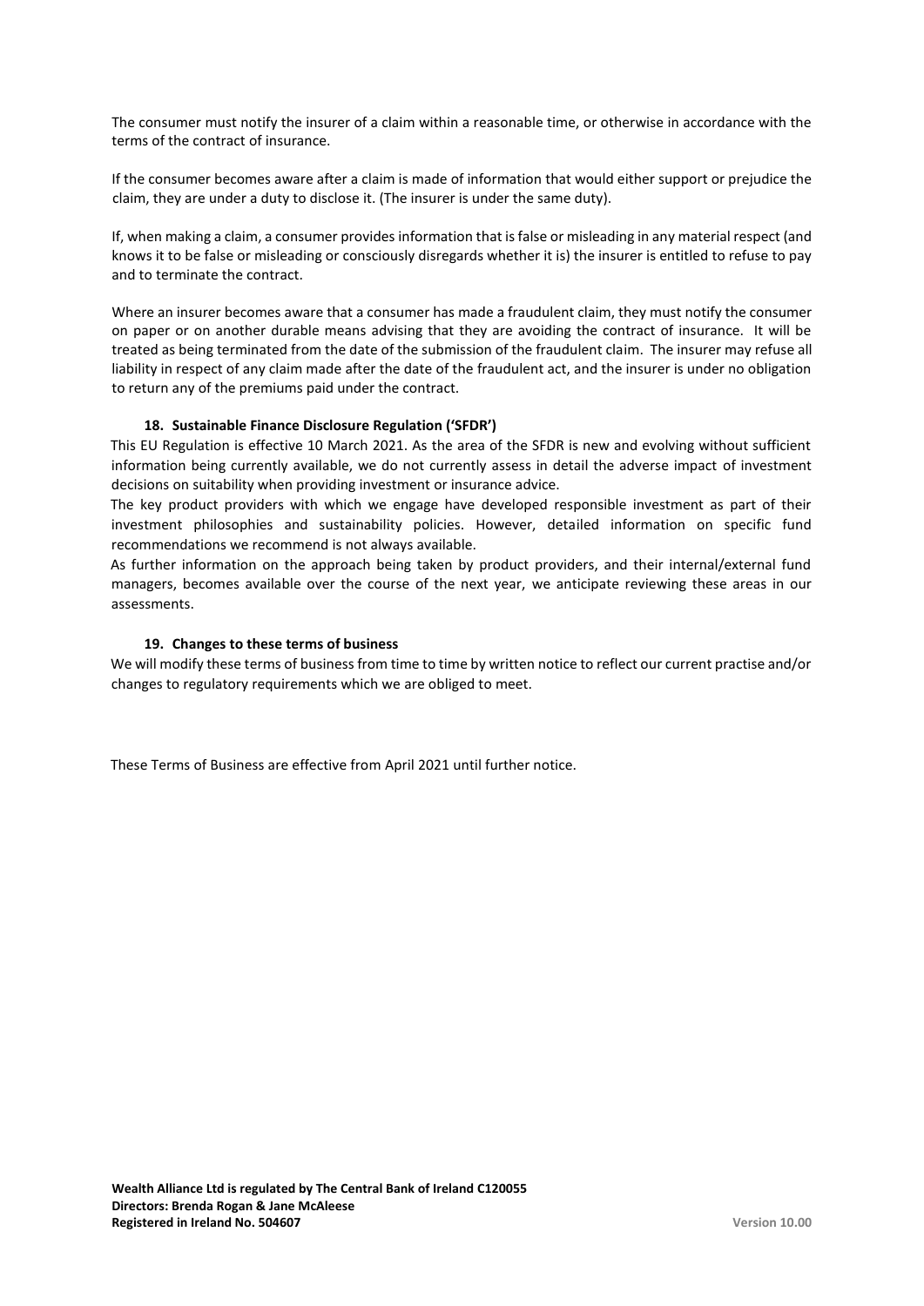The consumer must notify the insurer of a claim within a reasonable time, or otherwise in accordance with the terms of the contract of insurance.

If the consumer becomes aware after a claim is made of information that would either support or prejudice the claim, they are under a duty to disclose it. (The insurer is under the same duty).

If, when making a claim, a consumer provides information that is false or misleading in any material respect (and knows it to be false or misleading or consciously disregards whether it is) the insurer is entitled to refuse to pay and to terminate the contract.

Where an insurer becomes aware that a consumer has made a fraudulent claim, they must notify the consumer on paper or on another durable means advising that they are avoiding the contract of insurance. It will be treated as being terminated from the date of the submission of the fraudulent claim. The insurer may refuse all liability in respect of any claim made after the date of the fraudulent act, and the insurer is under no obligation to return any of the premiums paid under the contract.

### 18. Sustainable Finance Disclosure Regulation ('SFDR')

This EU Regulation is effective 10 March 2021. As the area of the SFDR is new and evolving without sufficient information being currently available, we do not currently assess in detail the adverse impact of investment decisions on suitability when providing investment or insurance advice.

The key product providers with which we engage have developed responsible investment as part of their investment philosophies and sustainability policies. However, detailed information on specific fund recommendations we recommend is not always available.

As further information on the approach being taken by product providers, and their internal/external fund managers, becomes available over the course of the next year, we anticipate reviewing these areas in our assessments.

### 19. Changes to these terms of business

We will modify these terms of business from time to time by written notice to reflect our current practise and/or changes to regulatory requirements which we are obliged to meet.

These Terms of Business are effective from April 2021 until further notice.

**Wealth Alliance Ltd is regulated by The Central Bank of Ireland C120055**
**Directors: Brenda Rogan & Jane McAleese**
**Registered in Ireland No. 504607**

Version 10.00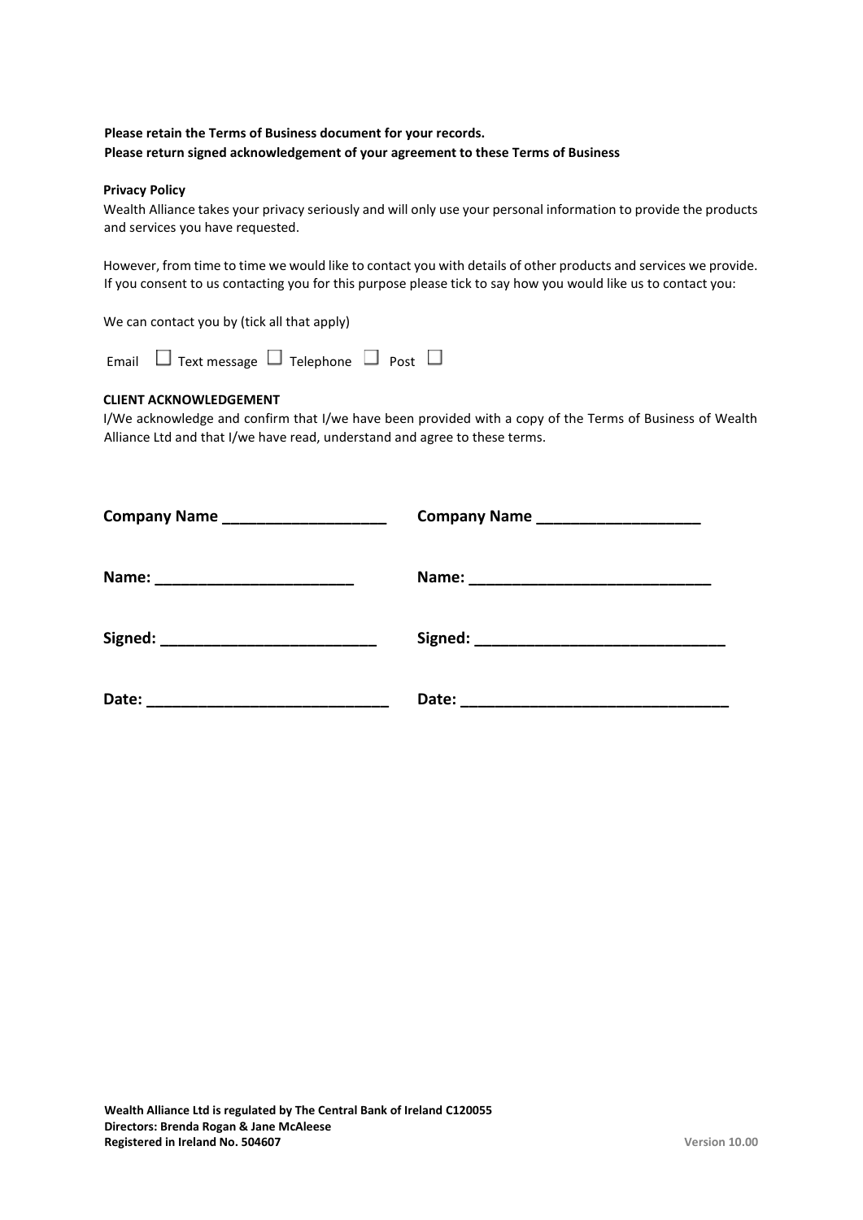**Please retain the Terms of Business document for your records.**
**Please return signed acknowledgement of your agreement to these Terms of Business**

**Privacy Policy**

Wealth Alliance takes your privacy seriously and will only use your personal information to provide the products and services you have requested.

However, from time to time we would like to contact you with details of other products and services we provide. If you consent to us contacting you for this purpose please tick to say how you would like us to contact you:

We can contact you by (tick all that apply)

Email ☐ Text message ☐ Telephone ☐ Post ☐

**CLIENT ACKNOWLEDGEMENT**

I/We acknowledge and confirm that I/we have been provided with a copy of the Terms of Business of Wealth Alliance Ltd and that I/we have read, understand and agree to these terms.

**Company Name** ___________________

**Name:** ________________________

**Signed:** _________________________

**Date:** ____________________________

**Company Name** ___________________

**Name:** ____________________________

**Signed:** _____________________________

**Date:** _______________________________

**Wealth Alliance Ltd is regulated by The Central Bank of Ireland C120055**
**Directors: Brenda Rogan & Jane McAleese**
**Registered in Ireland No. 504607**

**Version 10.00**